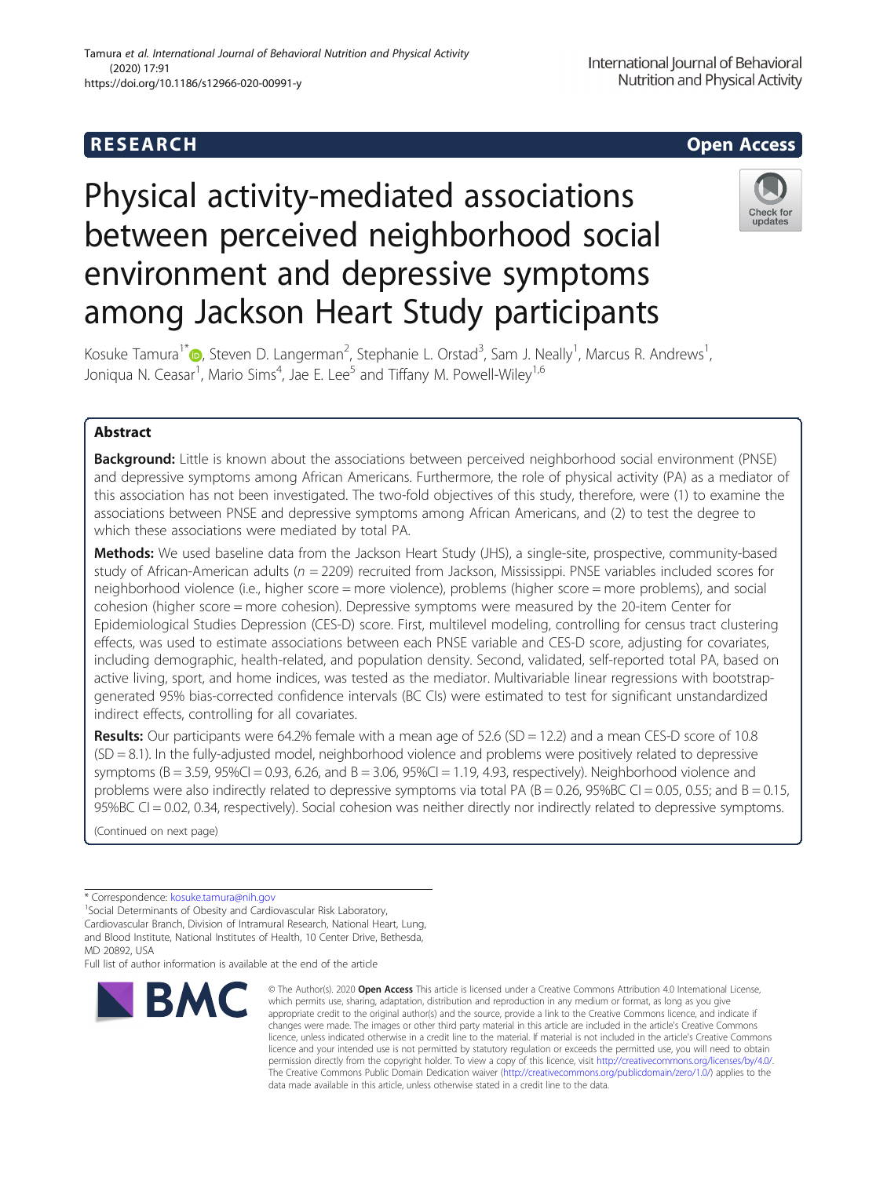RESEARCH

Open Access

# Physical activity-mediated associations between perceived neighborhood social environment and depressive symptoms among Jackson Heart Study participants

Kosuke Tamura[1*], Steven D. Langerman[2], Stephanie L. Orstad[3], Sam J. Neally[1], Marcus R. Andrews[1], Joniqua N. Ceasar[1], Mario Sims[4], Jae E. Lee[5] and Tiffany M. Powell-Wiley[1,6]

## Abstract

**Background:** Little is known about the associations between perceived neighborhood social environment (PNSE) and depressive symptoms among African Americans. Furthermore, the role of physical activity (PA) as a mediator of this association has not been investigated. The two-fold objectives of this study, therefore, were (1) to examine the associations between PNSE and depressive symptoms among African Americans, and (2) to test the degree to which these associations were mediated by total PA.

**Methods:** We used baseline data from the Jackson Heart Study (JHS), a single-site, prospective, community-based study of African-American adults ($n = 2209$) recruited from Jackson, Mississippi. PNSE variables included scores for neighborhood violence (i.e., higher score = more violence), problems (higher score = more problems), and social cohesion (higher score = more cohesion). Depressive symptoms were measured by the 20-item Center for Epidemiological Studies Depression (CES-D) score. First, multilevel modeling, controlling for census tract clustering effects, was used to estimate associations between each PNSE variable and CES-D score, adjusting for covariates, including demographic, health-related, and population density. Second, validated, self-reported total PA, based on active living, sport, and home indices, was tested as the mediator. Multivariable linear regressions with bootstrap-generated 95% bias-corrected confidence intervals (BC CIs) were estimated to test for significant unstandardized indirect effects, controlling for all covariates.

**Results:** Our participants were 64.2% female with a mean age of 52.6 (SD = 12.2) and a mean CES-D score of 10.8 (SD = 8.1). In the fully-adjusted model, neighborhood violence and problems were positively related to depressive symptoms (B = 3.59, 95%CI = 0.93, 6.26, and B = 3.06, 95%CI = 1.19, 4.93, respectively). Neighborhood violence and problems were also indirectly related to depressive symptoms via total PA (B = 0.26, 95%BC CI = 0.05, 0.55; and B = 0.15, 95%BC CI = 0.02, 0.34, respectively). Social cohesion was neither directly nor indirectly related to depressive symptoms.

(Continued on next page)

---

* Correspondence: kosuke.tamura@nih.gov
[1]Social Determinants of Obesity and Cardiovascular Risk Laboratory, Cardiovascular Branch, Division of Intramural Research, National Heart, Lung, and Blood Institute, National Institutes of Health, 10 Center Drive, Bethesda, MD 20892, USA
Full list of author information is available at the end of the article

© The Author(s). 2020 **Open Access** This article is licensed under a Creative Commons Attribution 4.0 International License, which permits use, sharing, adaptation, distribution and reproduction in any medium or format, as long as you give appropriate credit to the original author(s) and the source, provide a link to the Creative Commons licence, and indicate if changes were made. The images or other third party material in this article are included in the article's Creative Commons licence, unless indicated otherwise in a credit line to the material. If material is not included in the article's Creative Commons licence and your intended use is not permitted by statutory regulation or exceeds the permitted use, you will need to obtain permission directly from the copyright holder. To view a copy of this licence, visit http://creativecommons.org/licenses/by/4.0/. The Creative Commons Public Domain Dedication waiver (http://creativecommons.org/publicdomain/zero/1.0/) applies to the data made available in this article, unless otherwise stated in a credit line to the data.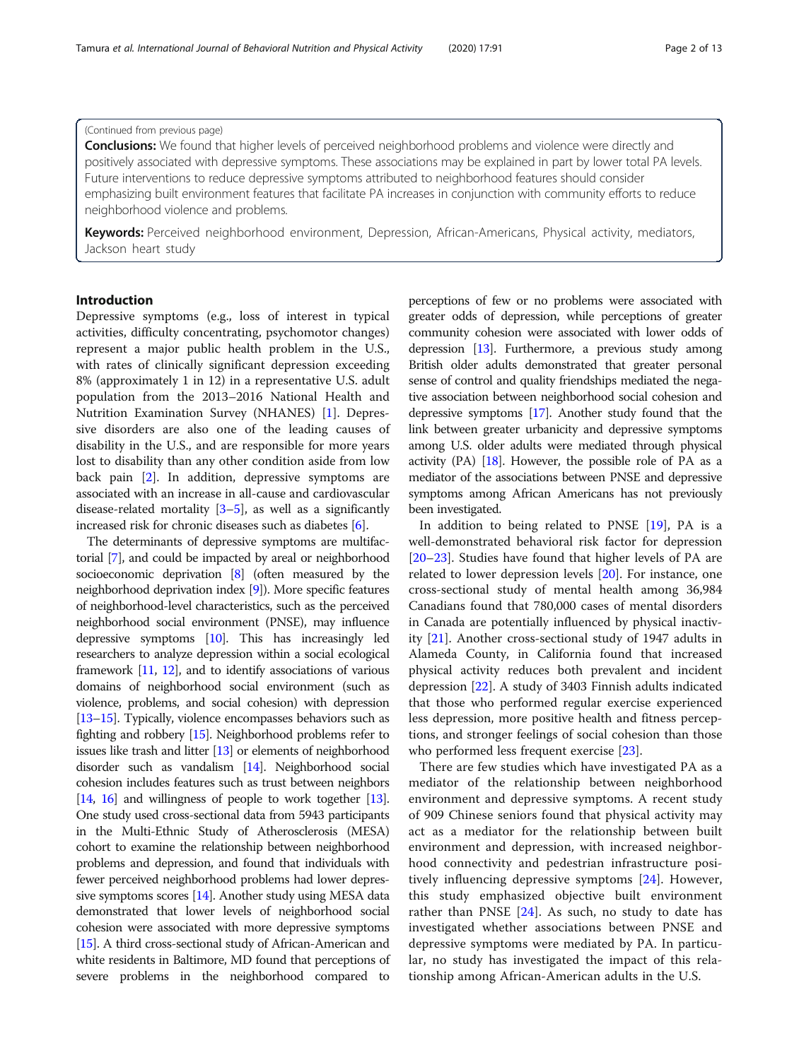(Continued from previous page)

**Conclusions:** We found that higher levels of perceived neighborhood problems and violence were directly and positively associated with depressive symptoms. These associations may be explained in part by lower total PA levels. Future interventions to reduce depressive symptoms attributed to neighborhood features should consider emphasizing built environment features that facilitate PA increases in conjunction with community efforts to reduce neighborhood violence and problems.

**Keywords:** Perceived neighborhood environment, Depression, African-Americans, Physical activity, mediators, Jackson heart study

## Introduction

Depressive symptoms (e.g., loss of interest in typical activities, difficulty concentrating, psychomotor changes) represent a major public health problem in the U.S., with rates of clinically significant depression exceeding 8% (approximately 1 in 12) in a representative U.S. adult population from the 2013–2016 National Health and Nutrition Examination Survey (NHANES) [1]. Depressive disorders are also one of the leading causes of disability in the U.S., and are responsible for more years lost to disability than any other condition aside from low back pain [2]. In addition, depressive symptoms are associated with an increase in all-cause and cardiovascular disease-related mortality [3–5], as well as a significantly increased risk for chronic diseases such as diabetes [6].

The determinants of depressive symptoms are multifactorial [7], and could be impacted by areal or neighborhood socioeconomic deprivation [8] (often measured by the neighborhood deprivation index [9]). More specific features of neighborhood-level characteristics, such as the perceived neighborhood social environment (PNSE), may influence depressive symptoms [10]. This has increasingly led researchers to analyze depression within a social ecological framework [11, 12], and to identify associations of various domains of neighborhood social environment (such as violence, problems, and social cohesion) with depression [13–15]. Typically, violence encompasses behaviors such as fighting and robbery [15]. Neighborhood problems refer to issues like trash and litter [13] or elements of neighborhood disorder such as vandalism [14]. Neighborhood social cohesion includes features such as trust between neighbors [14, 16] and willingness of people to work together [13]. One study used cross-sectional data from 5943 participants in the Multi-Ethnic Study of Atherosclerosis (MESA) cohort to examine the relationship between neighborhood problems and depression, and found that individuals with fewer perceived neighborhood problems had lower depressive symptoms scores [14]. Another study using MESA data demonstrated that lower levels of neighborhood social cohesion were associated with more depressive symptoms [15]. A third cross-sectional study of African-American and white residents in Baltimore, MD found that perceptions of severe problems in the neighborhood compared to perceptions of few or no problems were associated with greater odds of depression, while perceptions of greater community cohesion were associated with lower odds of depression [13]. Furthermore, a previous study among British older adults demonstrated that greater personal sense of control and quality friendships mediated the negative association between neighborhood social cohesion and depressive symptoms [17]. Another study found that the link between greater urbanicity and depressive symptoms among U.S. older adults were mediated through physical activity (PA) [18]. However, the possible role of PA as a mediator of the associations between PNSE and depressive symptoms among African Americans has not previously been investigated.

In addition to being related to PNSE [19], PA is a well-demonstrated behavioral risk factor for depression [20–23]. Studies have found that higher levels of PA are related to lower depression levels [20]. For instance, one cross-sectional study of mental health among 36,984 Canadians found that 780,000 cases of mental disorders in Canada are potentially influenced by physical inactivity [21]. Another cross-sectional study of 1947 adults in Alameda County, in California found that increased physical activity reduces both prevalent and incident depression [22]. A study of 3403 Finnish adults indicated that those who performed regular exercise experienced less depression, more positive health and fitness perceptions, and stronger feelings of social cohesion than those who performed less frequent exercise [23].

There are few studies which have investigated PA as a mediator of the relationship between neighborhood environment and depressive symptoms. A recent study of 909 Chinese seniors found that physical activity may act as a mediator for the relationship between built environment and depression, with increased neighborhood connectivity and pedestrian infrastructure positively influencing depressive symptoms [24]. However, this study emphasized objective built environment rather than PNSE [24]. As such, no study to date has investigated whether associations between PNSE and depressive symptoms were mediated by PA. In particular, no study has investigated the impact of this relationship among African-American adults in the U.S.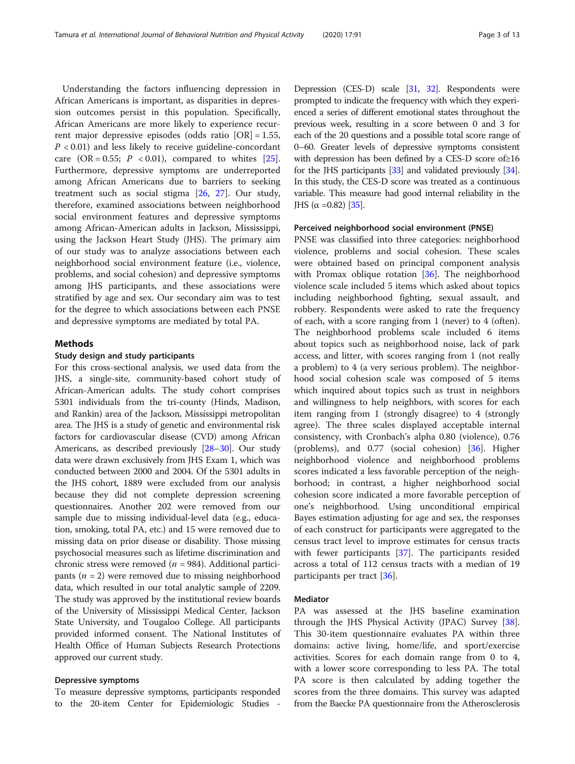Understanding the factors influencing depression in African Americans is important, as disparities in depression outcomes persist in this population. Specifically, African Americans are more likely to experience recurrent major depressive episodes (odds ratio [OR] = 1.55, $P < 0.01$) and less likely to receive guideline-concordant care (OR = 0.55; $P < 0.01$), compared to whites [25]. Furthermore, depressive symptoms are underreported among African Americans due to barriers to seeking treatment such as social stigma [26, 27]. Our study, therefore, examined associations between neighborhood social environment features and depressive symptoms among African-American adults in Jackson, Mississippi, using the Jackson Heart Study (JHS). The primary aim of our study was to analyze associations between each neighborhood social environment feature (i.e., violence, problems, and social cohesion) and depressive symptoms among JHS participants, and these associations were stratified by age and sex. Our secondary aim was to test for the degree to which associations between each PNSE and depressive symptoms are mediated by total PA.

## Methods

### Study design and study participants

For this cross-sectional analysis, we used data from the JHS, a single-site, community-based cohort study of African-American adults. The study cohort comprises 5301 individuals from the tri-county (Hinds, Madison, and Rankin) area of the Jackson, Mississippi metropolitan area. The JHS is a study of genetic and environmental risk factors for cardiovascular disease (CVD) among African Americans, as described previously [28–30]. Our study data were drawn exclusively from JHS Exam 1, which was conducted between 2000 and 2004. Of the 5301 adults in the JHS cohort, 1889 were excluded from our analysis because they did not complete depression screening questionnaires. Another 202 were removed from our sample due to missing individual-level data (e.g., education, smoking, total PA, etc.) and 15 were removed due to missing data on prior disease or disability. Those missing psychosocial measures such as lifetime discrimination and chronic stress were removed ($n = 984$). Additional participants ($n = 2$) were removed due to missing neighborhood data, which resulted in our total analytic sample of 2209. The study was approved by the institutional review boards of the University of Mississippi Medical Center, Jackson State University, and Tougaloo College. All participants provided informed consent. The National Institutes of Health Office of Human Subjects Research Protections approved our current study.

### Depressive symptoms

To measure depressive symptoms, participants responded to the 20-item Center for Epidemiologic Studies - Depression (CES-D) scale [31, 32]. Respondents were prompted to indicate the frequency with which they experienced a series of different emotional states throughout the previous week, resulting in a score between 0 and 3 for each of the 20 questions and a possible total score range of 0–60. Greater levels of depressive symptoms consistent with depression has been defined by a CES-D score of≥16 for the JHS participants [33] and validated previously [34]. In this study, the CES-D score was treated as a continuous variable. This measure had good internal reliability in the JHS ($\alpha$ =0.82) [35].

### Perceived neighborhood social environment (PNSE)

PNSE was classified into three categories: neighborhood violence, problems and social cohesion. These scales were obtained based on principal component analysis with Promax oblique rotation [36]. The neighborhood violence scale included 5 items which asked about topics including neighborhood fighting, sexual assault, and robbery. Respondents were asked to rate the frequency of each, with a score ranging from 1 (never) to 4 (often). The neighborhood problems scale included 6 items about topics such as neighborhood noise, lack of park access, and litter, with scores ranging from 1 (not really a problem) to 4 (a very serious problem). The neighborhood social cohesion scale was composed of 5 items which inquired about topics such as trust in neighbors and willingness to help neighbors, with scores for each item ranging from 1 (strongly disagree) to 4 (strongly agree). The three scales displayed acceptable internal consistency, with Cronbach's alpha 0.80 (violence), 0.76 (problems), and 0.77 (social cohesion) [36]. Higher neighborhood violence and neighborhood problems scores indicated a less favorable perception of the neighborhood; in contrast, a higher neighborhood social cohesion score indicated a more favorable perception of one's neighborhood. Using unconditional empirical Bayes estimation adjusting for age and sex, the responses of each construct for participants were aggregated to the census tract level to improve estimates for census tracts with fewer participants [37]. The participants resided across a total of 112 census tracts with a median of 19 participants per tract [36].

### Mediator

PA was assessed at the JHS baseline examination through the JHS Physical Activity (JPAC) Survey [38]. This 30-item questionnaire evaluates PA within three domains: active living, home/life, and sport/exercise activities. Scores for each domain range from 0 to 4, with a lower score corresponding to less PA. The total PA score is then calculated by adding together the scores from the three domains. This survey was adapted from the Baecke PA questionnaire from the Atherosclerosis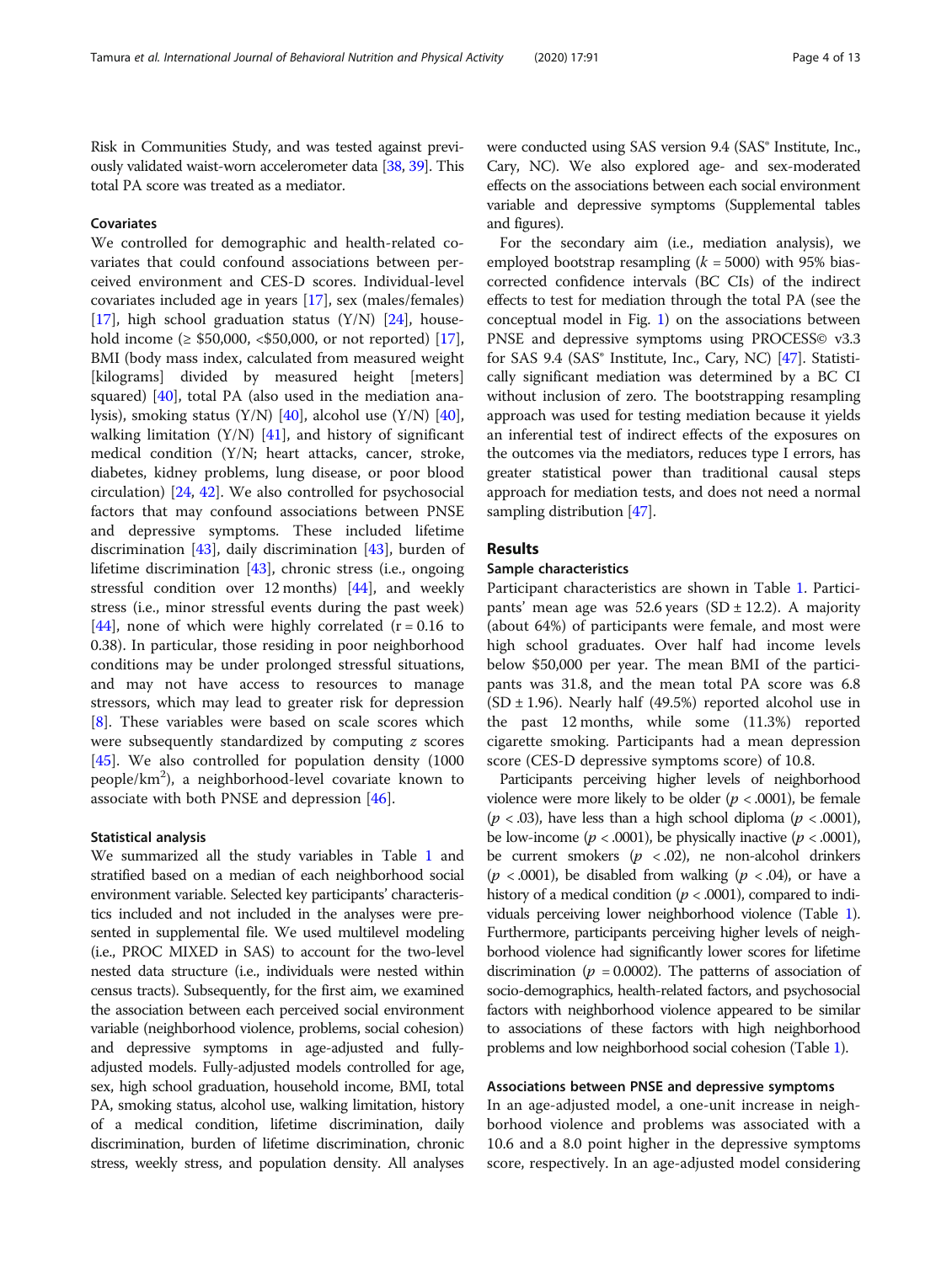Risk in Communities Study, and was tested against previously validated waist-worn accelerometer data [38, 39]. This total PA score was treated as a mediator.

### Covariates

We controlled for demographic and health-related covariates that could confound associations between perceived environment and CES-D scores. Individual-level covariates included age in years [17], sex (males/females) [17], high school graduation status (Y/N) [24], household income (≥ \$50,000, <\$50,000, or not reported) [17], BMI (body mass index, calculated from measured weight [kilograms] divided by measured height [meters] squared) [40], total PA (also used in the mediation analysis), smoking status (Y/N) [40], alcohol use (Y/N) [40], walking limitation (Y/N) [41], and history of significant medical condition (Y/N; heart attacks, cancer, stroke, diabetes, kidney problems, lung disease, or poor blood circulation) [24, 42]. We also controlled for psychosocial factors that may confound associations between PNSE and depressive symptoms. These included lifetime discrimination [43], daily discrimination [43], burden of lifetime discrimination [43], chronic stress (i.e., ongoing stressful condition over 12 months) [44], and weekly stress (i.e., minor stressful events during the past week) [44], none of which were highly correlated (r = 0.16 to 0.38). In particular, those residing in poor neighborhood conditions may be under prolonged stressful situations, and may not have access to resources to manage stressors, which may lead to greater risk for depression [8]. These variables were based on scale scores which were subsequently standardized by computing *z* scores [45]. We also controlled for population density (1000 people/km$^2$), a neighborhood-level covariate known to associate with both PNSE and depression [46].

### Statistical analysis

We summarized all the study variables in Table 1 and stratified based on a median of each neighborhood social environment variable. Selected key participants' characteristics included and not included in the analyses were presented in supplemental file. We used multilevel modeling (i.e., PROC MIXED in SAS) to account for the two-level nested data structure (i.e., individuals were nested within census tracts). Subsequently, for the first aim, we examined the association between each perceived social environment variable (neighborhood violence, problems, social cohesion) and depressive symptoms in age-adjusted and fully-adjusted models. Fully-adjusted models controlled for age, sex, high school graduation, household income, BMI, total PA, smoking status, alcohol use, walking limitation, history of a medical condition, lifetime discrimination, daily discrimination, burden of lifetime discrimination, chronic stress, weekly stress, and population density. All analyses were conducted using SAS version 9.4 (SAS® Institute, Inc., Cary, NC). We also explored age- and sex-moderated effects on the associations between each social environment variable and depressive symptoms (Supplemental tables and figures).

For the secondary aim (i.e., mediation analysis), we employed bootstrap resampling ($k$ = 5000) with 95% bias-corrected confidence intervals (BC CIs) of the indirect effects to test for mediation through the total PA (see the conceptual model in Fig. 1) on the associations between PNSE and depressive symptoms using PROCESS© v3.3 for SAS 9.4 (SAS® Institute, Inc., Cary, NC) [47]. Statistically significant mediation was determined by a BC CI without inclusion of zero. The bootstrapping resampling approach was used for testing mediation because it yields an inferential test of indirect effects of the exposures on the outcomes via the mediators, reduces type I errors, has greater statistical power than traditional causal steps approach for mediation tests, and does not need a normal sampling distribution [47].

## Results

### Sample characteristics

Participant characteristics are shown in Table 1. Participants' mean age was 52.6 years (SD ± 12.2). A majority (about 64%) of participants were female, and most were high school graduates. Over half had income levels below \$50,000 per year. The mean BMI of the participants was 31.8, and the mean total PA score was 6.8 (SD ± 1.96). Nearly half (49.5%) reported alcohol use in the past 12 months, while some (11.3%) reported cigarette smoking. Participants had a mean depression score (CES-D depressive symptoms score) of 10.8.

Participants perceiving higher levels of neighborhood violence were more likely to be older ($p$ < .0001), be female ($p$ < .03), have less than a high school diploma ($p$ < .0001), be low-income ($p$ < .0001), be physically inactive ($p$ < .0001), be current smokers ($p$ < .02), ne non-alcohol drinkers ($p$ < .0001), be disabled from walking ($p$ < .04), or have a history of a medical condition ($p$ < .0001), compared to individuals perceiving lower neighborhood violence (Table 1). Furthermore, participants perceiving higher levels of neighborhood violence had significantly lower scores for lifetime discrimination ($p$ = 0.0002). The patterns of association of socio-demographics, health-related factors, and psychosocial factors with neighborhood violence appeared to be similar to associations of these factors with high neighborhood problems and low neighborhood social cohesion (Table 1).

### Associations between PNSE and depressive symptoms

In an age-adjusted model, a one-unit increase in neighborhood violence and problems was associated with a 10.6 and a 8.0 point higher in the depressive symptoms score, respectively. In an age-adjusted model considering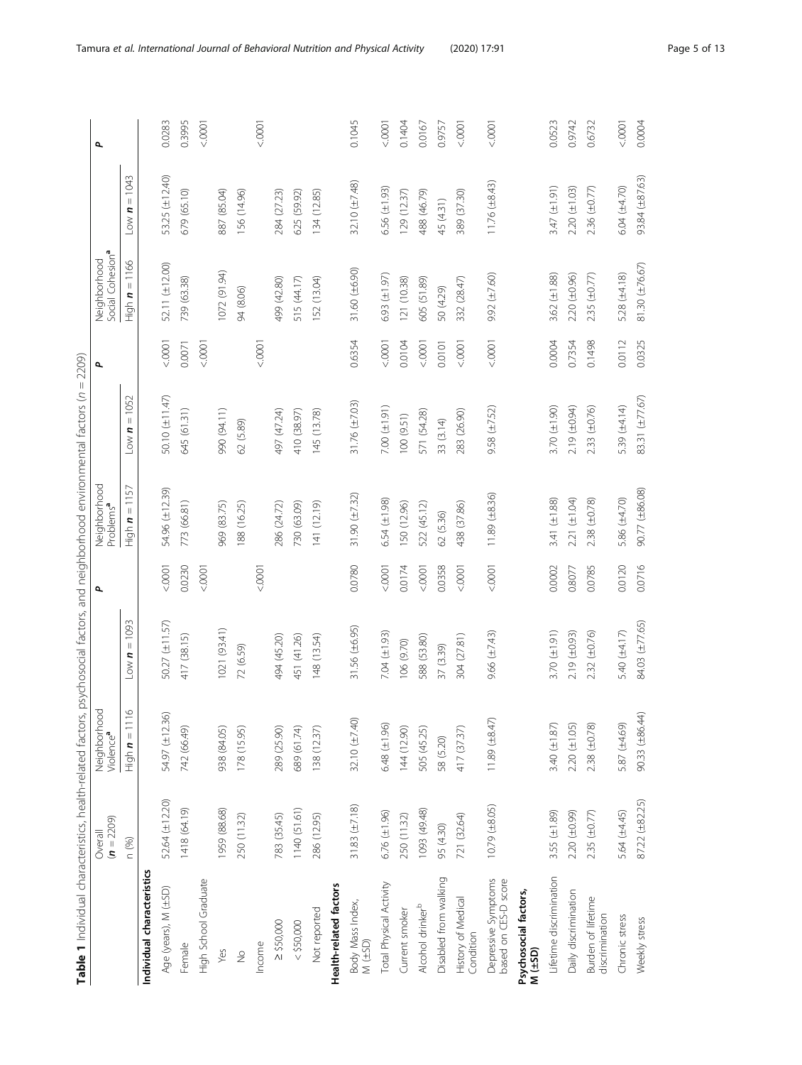**Table 1** Individual characteristics, health-related factors, psychosocial factors, and neighborhood environmental factors ($n$ = 2209)

| | Overall ($n$ = 2209) | Neighborhood Violence[a] | | $P$ | Neighborhood Problems[a] | | $P$ | Neighborhood Social Cohesion[a] | | $P$ |
|---|---|---|---|---|---|---|---|---|---|---|
| | n (%) | High $n$ = 1116 | Low $n$ = 1093 | | High $n$ = 1157 | Low $n$ = 1052 | | High $n$ = 1166 | Low $n$ = 1043 | |
| **Individual characteristics** | | | | | | | | | | |
| Age (years), M (±SD) | 52.64 (±12.20) | 54.97 (±12.36) | 50.27 (±11.57) | <.0001 | 54.96 (±12.39) | 50.10 (±11.47) | <.0001 | 52.11 (±12.00) | 53.25 (±12.40) | 0.0283 |
| Female | 1418 (64.19) | 742 (66.49) | 417 (38.15) | 0.0230 | 773 (66.81) | 645 (61.31) | 0.0071 | 739 (63.38) | 679 (65.10) | 0.3995 |
| High School Graduate | | | | <.0001 | | | <.0001 | | | <.0001 |
| Yes | 1959 (88.68) | 938 (84.05) | 1021 (93.41) | | 969 (83.75) | 990 (94.11) | | 1072 (91.94) | 887 (85.04) | |
| No | 250 (11.32) | 178 (15.95) | 72 (6.59) | | 188 (16.25) | 62 (5.89) | | 94 (8.06) | 156 (14.96) | |
| Income | | | | <.0001 | | | <.0001 | | | <.0001 |
| ≥ $50,000 | 783 (35.45) | 289 (25.90) | 494 (45.20) | | 286 (24.72) | 497 (47.24) | | 499 (42.80) | 284 (27.23) | |
| < $50,000 | 1140 (51.61) | 689 (61.74) | 451 (41.26) | | 730 (63.09) | 410 (38.97) | | 515 (44.17) | 625 (59.92) | |
| Not reported | 286 (12.95) | 138 (12.37) | 148 (13.54) | | 141 (12.19) | 145 (13.78) | | 152 (13.04) | 134 (12.85) | |
| **Health-related factors** | | | | | | | | | | |
| Body Mass Index, M (±SD) | 31.83 (±7.18) | 32.10 (±7.40) | 31.56 (±6.95) | 0.0780 | 31.90 (±7.32) | 31.76 (±7.03) | 0.6354 | 31.60 (±6.90) | 32.10 (±7.48) | 0.1045 |
| Total Physical Activity | 6.76 (±1.96) | 6.48 (±1.96) | 7.04 (±1.93) | <.0001 | 6.54 (±1.98) | 7.00 (±1.91) | <.0001 | 6.93 (±1.97) | 6.56 (±1.93) | <.0001 |
| Current smoker | 250 (11.32) | 144 (12.90) | 106 (9.70) | 0.0174 | 150 (12.96) | 100 (9.51) | 0.0104 | 121 (10.38) | 129 (12.37) | 0.1404 |
| Alcohol drinker[b] | 1093 (49.48) | 505 (45.25) | 588 (53.80) | <.0001 | 522 (45.12) | 571 (54.28) | <.0001 | 605 (51.89) | 488 (46.79) | 0.0167 |
| Disabled from walking | 95 (4.30) | 58 (5.20) | 37 (3.39) | 0.0358 | 62 (5.36) | 33 (3.14) | 0.0101 | 50 (4.29) | 45 (4.31) | 0.9757 |
| History of Medical Condition | 721 (32.64) | 417 (37.37) | 304 (27.81) | <.0001 | 438 (37.86) | 283 (26.90) | <.0001 | 332 (28.47) | 389 (37.30) | <.0001 |
| Depressive Symptoms based on CES-D score | 10.79 (±8.05) | 11.89 (±8.47) | 9.66 (±7.43) | <.0001 | 11.89 (±8.36) | 9.58 (±7.52) | <.0001 | 9.92 (±7.60) | 11.76 (±8.43) | <.0001 |
| **Psychosocial factors, M (±SD)** | | | | | | | | | | |
| Lifetime discrimination | 3.55 (±1.89) | 3.40 (±1.87) | 3.70 (±1.91) | 0.0002 | 3.41 (±1.88) | 3.70 (±1.90) | 0.0004 | 3.62 (±1.88) | 3.47 (±1.91) | 0.0523 |
| Daily discrimination | 2.20 (±0.99) | 2.20 (±1.05) | 2.19 (±0.93) | 0.8077 | 2.21 (±1.04) | 2.19 (±0.94) | 0.7354 | 2.20 (±0.96) | 2.20 (±1.03) | 0.9742 |
| Burden of lifetime discrimination | 2.35 (±0.77) | 2.38 (±0.78) | 2.32 (±0.76) | 0.0785 | 2.38 (±0.78) | 2.33 (±0.76) | 0.1498 | 2.35 (±0.77) | 2.36 (±0.77) | 0.6732 |
| Chronic stress | 5.64 (±4.45) | 5.87 (±4.69) | 5.40 (±4.17) | 0.0120 | 5.86 (±4.70) | 5.39 (±4.14) | 0.0112 | 5.28 (±4.18) | 6.04 (±4.70) | <.0001 |
| Weekly stress | 87.22 (±82.25) | 90.33 (±86.44) | 84.03 (±77.65) | 0.0716 | 90.77 (±86.08) | 83.31 (±77.67) | 0.0325 | 81.30 (±76.67) | 93.84 (±87.63) | 0.0004 |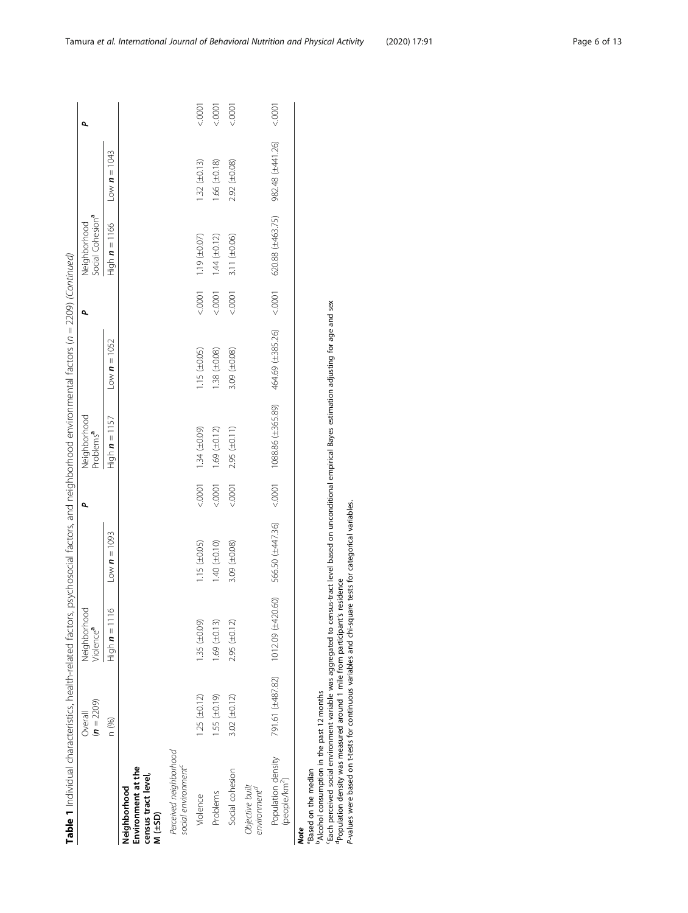**Table 1** Individual characteristics, health-related factors, psychosocial factors, and neighborhood environmental factors ($n$ = 2209) *(Continued)*

| | Overall (**n** = 2209) | Neighborhood Violence[a] | | P | Neighborhood Problems[a] | | P | Neighborhood Social Cohesion[a] | | P |
|---|---|---|---|---|---|---|---|---|---|---|
| | n (%) | High **n** = 1116 | Low **n** = 1093 | | High **n** = 1157 | Low **n** = 1052 | | High **n** = 1166 | Low **n** = 1043 | |
| **Neighborhood Environment at the census tract level, M (±SD)** | | | | | | | | | | |
| *Perceived neighborhood social environment*[c] | | | | | | | | | | |
| Violence | 1.25 (±0.12) | 1.35 (±0.09) | 1.15 (±0.05) | <.0001 | 1.34 (±0.09) | 1.15 (±0.05) | <.0001 | 1.19 (±0.07) | 1.32 (±0.13) | <.0001 |
| Problems | 1.55 (±0.19) | 1.69 (±0.13) | 1.40 (±0.10) | <.0001 | 1.69 (±0.12) | 1.38 (±0.08) | <.0001 | 1.44 (±0.12) | 1.66 (±0.18) | <.0001 |
| Social cohesion | 3.02 (±0.12) | 2.95 (±0.12) | 3.09 (±0.08) | <.0001 | 2.95 (±0.11) | 3.09 (±0.08) | <.0001 | 3.11 (±0.06) | 2.92 (±0.08) | <.0001 |
| *Objective built environment*[d] | | | | | | | | | | |
| Population density (people/km$^2$) | 791.61 (±487.82) | 1012.09 (±420.60) | 566.50 (±447.36) | <.0001 | 1088.86 (±365.89) | 464.69 (±385.26) | <.0001 | 620.88 (±463.75) | 982.48 (±441.26) | <.0001 |

***Note***

[a]Based on the median

[b]Alcohol consumption in the past 12 months

[c]Each perceived social environment variable was aggregated to census-tract level based on unconditional empirical Bayes estimation adjusting for age and sex

[d]Population density was measured around 1 mile from participant's residence

*P*-values were based on t-tests for continuous variables and chi-square tests for categorical variables.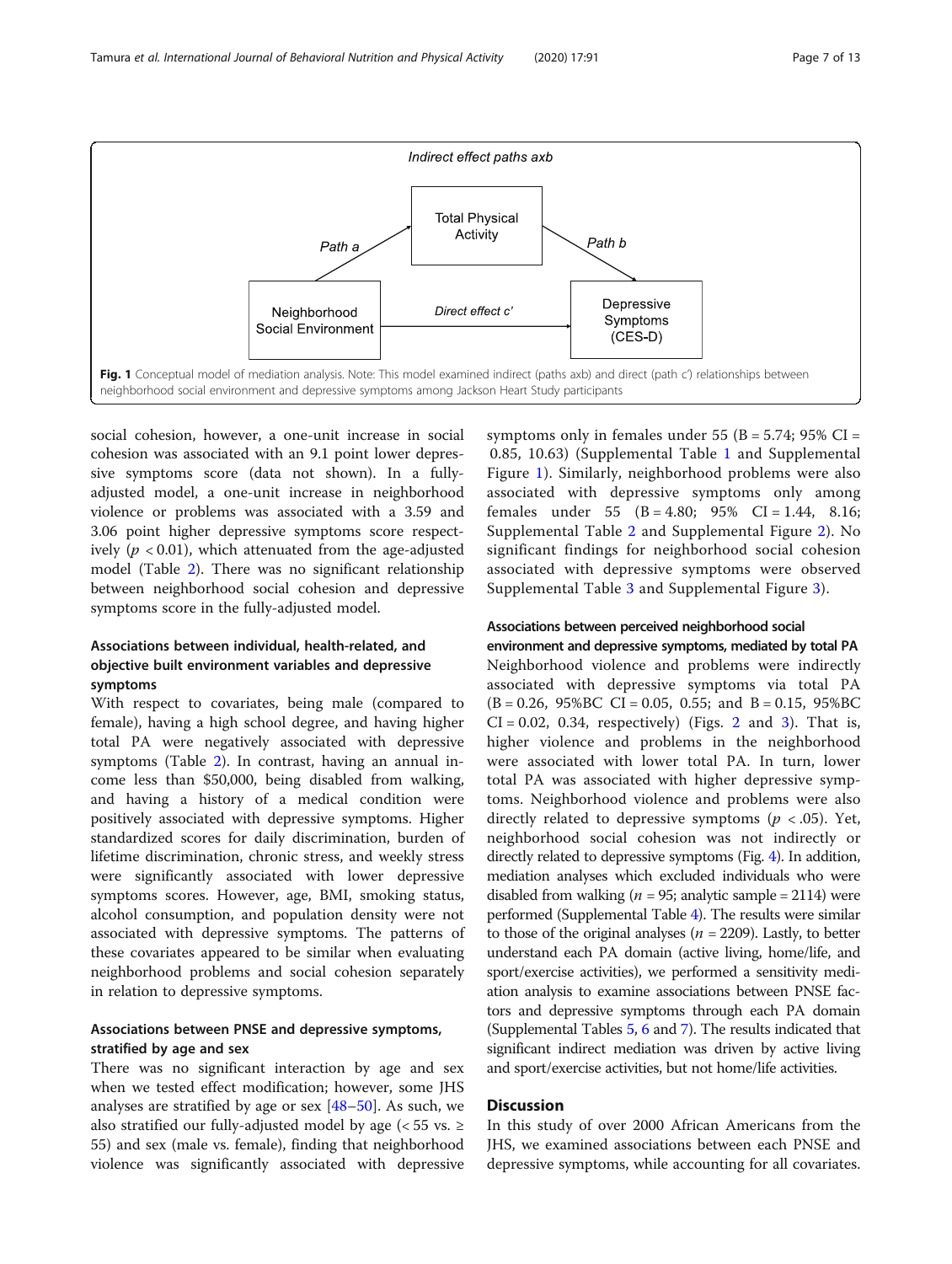Indirect effect paths axb

Total Physical Activity

Path a

Path b

Neighborhood Social Environment

Direct effect c'

Depressive Symptoms (CES-D)

**Fig. 1** Conceptual model of mediation analysis. Note: This model examined indirect (paths axb) and direct (path c') relationships between neighborhood social environment and depressive symptoms among Jackson Heart Study participants

social cohesion, however, a one-unit increase in social cohesion was associated with an 9.1 point lower depressive symptoms score (data not shown). In a fully-adjusted model, a one-unit increase in neighborhood violence or problems was associated with a 3.59 and 3.06 point higher depressive symptoms score respectively ($p < 0.01$), which attenuated from the age-adjusted model (Table 2). There was no significant relationship between neighborhood social cohesion and depressive symptoms score in the fully-adjusted model.

### Associations between individual, health-related, and objective built environment variables and depressive symptoms

With respect to covariates, being male (compared to female), having a high school degree, and having higher total PA were negatively associated with depressive symptoms (Table 2). In contrast, having an annual income less than $50,000, being disabled from walking, and having a history of a medical condition were positively associated with depressive symptoms. Higher standardized scores for daily discrimination, burden of lifetime discrimination, chronic stress, and weekly stress were significantly associated with lower depressive symptoms scores. However, age, BMI, smoking status, alcohol consumption, and population density were not associated with depressive symptoms. The patterns of these covariates appeared to be similar when evaluating neighborhood problems and social cohesion separately in relation to depressive symptoms.

### Associations between PNSE and depressive symptoms, stratified by age and sex

There was no significant interaction by age and sex when we tested effect modification; however, some JHS analyses are stratified by age or sex [48–50]. As such, we also stratified our fully-adjusted model by age (< 55 vs. ≥ 55) and sex (male vs. female), finding that neighborhood violence was significantly associated with depressive symptoms only in females under 55 (B = 5.74; 95% CI = 0.85, 10.63) (Supplemental Table 1 and Supplemental Figure 1). Similarly, neighborhood problems were also associated with depressive symptoms only among females under 55 (B = 4.80; 95% CI = 1.44, 8.16; Supplemental Table 2 and Supplemental Figure 2). No significant findings for neighborhood social cohesion associated with depressive symptoms were observed Supplemental Table 3 and Supplemental Figure 3).

### Associations between perceived neighborhood social environment and depressive symptoms, mediated by total PA

Neighborhood violence and problems were indirectly associated with depressive symptoms via total PA (B = 0.26, 95%BC CI = 0.05, 0.55; and B = 0.15, 95%BC CI = 0.02, 0.34, respectively) (Figs. 2 and 3). That is, higher violence and problems in the neighborhood were associated with lower total PA. In turn, lower total PA was associated with higher depressive symptoms. Neighborhood violence and problems were also directly related to depressive symptoms ($p < .05$). Yet, neighborhood social cohesion was not indirectly or directly related to depressive symptoms (Fig. 4). In addition, mediation analyses which excluded individuals who were disabled from walking ($n = 95$; analytic sample = 2114) were performed (Supplemental Table 4). The results were similar to those of the original analyses ($n = 2209$). Lastly, to better understand each PA domain (active living, home/life, and sport/exercise activities), we performed a sensitivity mediation analysis to examine associations between PNSE factors and depressive symptoms through each PA domain (Supplemental Tables 5, 6 and 7). The results indicated that significant indirect mediation was driven by active living and sport/exercise activities, but not home/life activities.

## Discussion

In this study of over 2000 African Americans from the JHS, we examined associations between each PNSE and depressive symptoms, while accounting for all covariates.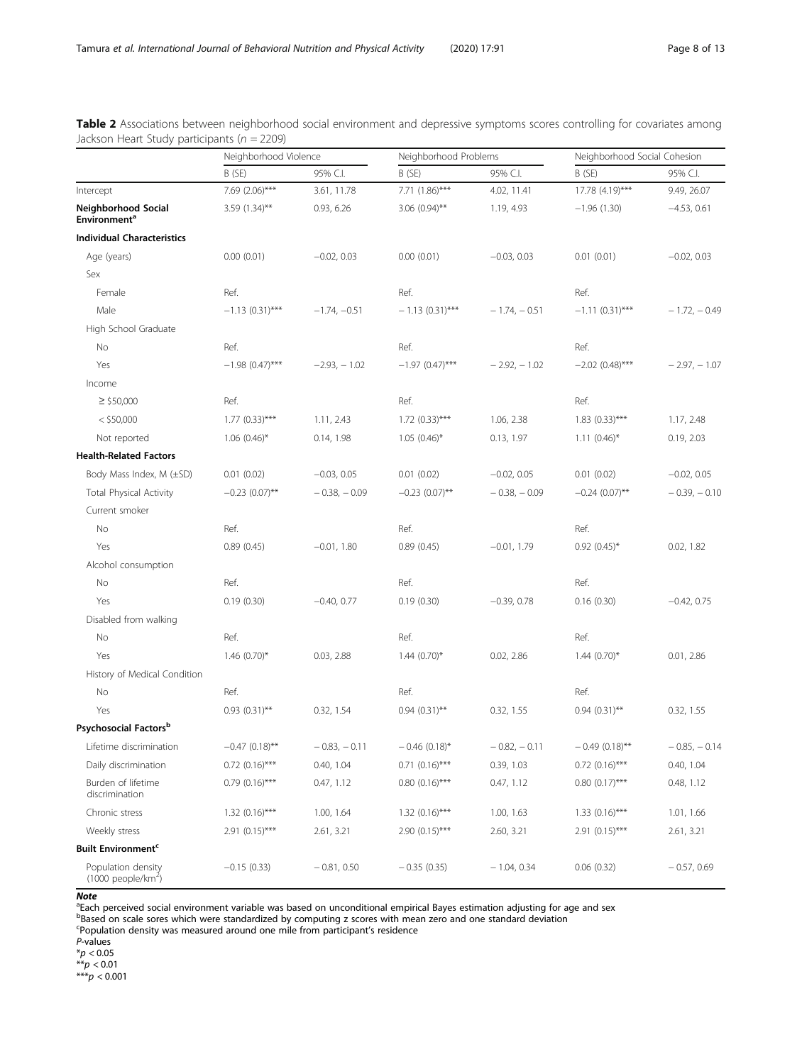**Table 2** Associations between neighborhood social environment and depressive symptoms scores controlling for covariates among Jackson Heart Study participants ($n$ = 2209)

| | Neighborhood Violence | | Neighborhood Problems | | Neighborhood Social Cohesion | |
|---|---|---|---|---|---|---|
| | B (SE) | 95% C.I. | B (SE) | 95% C.I. | B (SE) | 95% C.I. |
| Intercept | 7.69 (2.06)*** | 3.61, 11.78 | 7.71 (1.86)*** | 4.02, 11.41 | 17.78 (4.19)*** | 9.49, 26.07 |
| **Neighborhood Social Environment**[a] | 3.59 (1.34)** | 0.93, 6.26 | 3.06 (0.94)** | 1.19, 4.93 | −1.96 (1.30) | −4.53, 0.61 |
| **Individual Characteristics** | | | | | | |
| Age (years) | 0.00 (0.01) | −0.02, 0.03 | 0.00 (0.01) | −0.03, 0.03 | 0.01 (0.01) | −0.02, 0.03 |
| Sex | | | | | | |
| Female | Ref. | | Ref. | | Ref. | |
| Male | −1.13 (0.31)*** | −1.74, −0.51 | − 1.13 (0.31)*** | − 1.74, − 0.51 | −1.11 (0.31)*** | − 1.72, − 0.49 |
| High School Graduate | | | | | | |
| No | Ref. | | Ref. | | Ref. | |
| Yes | −1.98 (0.47)*** | −2.93, − 1.02 | −1.97 (0.47)*** | − 2.92, − 1.02 | −2.02 (0.48)*** | − 2.97, − 1.07 |
| Income | | | | | | |
| ≥ $50,000 | Ref. | | Ref. | | Ref. | |
| < $50,000 | 1.77 (0.33)*** | 1.11, 2.43 | 1.72 (0.33)*** | 1.06, 2.38 | 1.83 (0.33)*** | 1.17, 2.48 |
| Not reported | 1.06 (0.46)* | 0.14, 1.98 | 1.05 (0.46)* | 0.13, 1.97 | 1.11 (0.46)* | 0.19, 2.03 |
| **Health-Related Factors** | | | | | | |
| Body Mass Index, M (±SD) | 0.01 (0.02) | −0.03, 0.05 | 0.01 (0.02) | −0.02, 0.05 | 0.01 (0.02) | −0.02, 0.05 |
| Total Physical Activity | −0.23 (0.07)** | − 0.38, − 0.09 | −0.23 (0.07)** | − 0.38, − 0.09 | −0.24 (0.07)** | − 0.39, − 0.10 |
| Current smoker | | | | | | |
| No | Ref. | | Ref. | | Ref. | |
| Yes | 0.89 (0.45) | −0.01, 1.80 | 0.89 (0.45) | −0.01, 1.79 | 0.92 (0.45)* | 0.02, 1.82 |
| Alcohol consumption | | | | | | |
| No | Ref. | | Ref. | | Ref. | |
| Yes | 0.19 (0.30) | −0.40, 0.77 | 0.19 (0.30) | −0.39, 0.78 | 0.16 (0.30) | −0.42, 0.75 |
| Disabled from walking | | | | | | |
| No | Ref. | | Ref. | | Ref. | |
| Yes | 1.46 (0.70)* | 0.03, 2.88 | 1.44 (0.70)* | 0.02, 2.86 | 1.44 (0.70)* | 0.01, 2.86 |
| History of Medical Condition | | | | | | |
| No | Ref. | | Ref. | | Ref. | |
| Yes | 0.93 (0.31)** | 0.32, 1.54 | 0.94 (0.31)** | 0.32, 1.55 | 0.94 (0.31)** | 0.32, 1.55 |
| **Psychosocial Factors**[b] | | | | | | |
| Lifetime discrimination | −0.47 (0.18)** | − 0.83, − 0.11 | − 0.46 (0.18)* | − 0.82, − 0.11 | − 0.49 (0.18)** | − 0.85, − 0.14 |
| Daily discrimination | 0.72 (0.16)*** | 0.40, 1.04 | 0.71 (0.16)*** | 0.39, 1.03 | 0.72 (0.16)*** | 0.40, 1.04 |
| Burden of lifetime discrimination | 0.79 (0.16)*** | 0.47, 1.12 | 0.80 (0.16)*** | 0.47, 1.12 | 0.80 (0.17)*** | 0.48, 1.12 |
| Chronic stress | 1.32 (0.16)*** | 1.00, 1.64 | 1.32 (0.16)*** | 1.00, 1.63 | 1.33 (0.16)*** | 1.01, 1.66 |
| Weekly stress | 2.91 (0.15)*** | 2.61, 3.21 | 2.90 (0.15)*** | 2.60, 3.21 | 2.91 (0.15)*** | 2.61, 3.21 |
| **Built Environment**[c] | | | | | | |
| Population density (1000 people/km$^2$) | −0.15 (0.33) | − 0.81, 0.50 | − 0.35 (0.35) | − 1.04, 0.34 | 0.06 (0.32) | − 0.57, 0.69 |

***Note***

[a]Each perceived social environment variable was based on unconditional empirical Bayes estimation adjusting for age and sex
[b]Based on scale sores which were standardized by computing z scores with mean zero and one standard deviation
[c]Population density was measured around one mile from participant's residence
*P*-values
*$p < 0.05$
**$p < 0.01$
***$p < 0.001$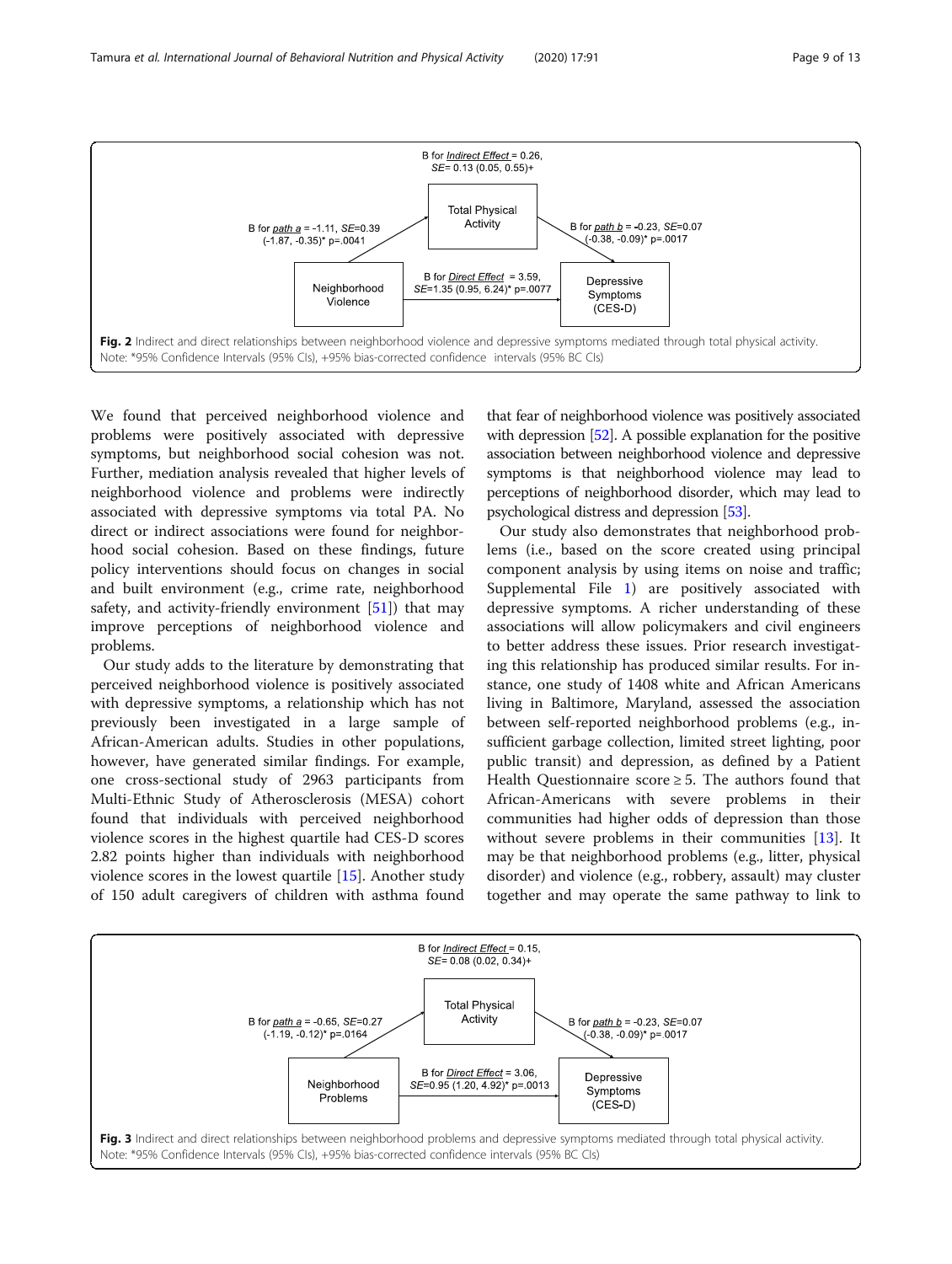B for *Indirect Effect* = 0.26, *SE*= 0.13 (0.05, 0.55)+

B for *path a* = -1.11, *SE*=0.39 (-1.87, -0.35)* p=.0041

B for *path b* = -0.23, *SE*=0.07 (-0.38, -0.09)* p=.0017

B for *Direct Effect* = 3.59, *SE*=1.35 (0.95, 6.24)* p=.0077

Neighborhood Violence → Total Physical Activity → Depressive Symptoms (CES-D)

**Fig. 2** Indirect and direct relationships between neighborhood violence and depressive symptoms mediated through total physical activity. Note: *95% Confidence Intervals (95% CIs), +95% bias-corrected confidence intervals (95% BC CIs)

We found that perceived neighborhood violence and problems were positively associated with depressive symptoms, but neighborhood social cohesion was not. Further, mediation analysis revealed that higher levels of neighborhood violence and problems were indirectly associated with depressive symptoms via total PA. No direct or indirect associations were found for neighborhood social cohesion. Based on these findings, future policy interventions should focus on changes in social and built environment (e.g., crime rate, neighborhood safety, and activity-friendly environment [51]) that may improve perceptions of neighborhood violence and problems.

Our study adds to the literature by demonstrating that perceived neighborhood violence is positively associated with depressive symptoms, a relationship which has not previously been investigated in a large sample of African-American adults. Studies in other populations, however, have generated similar findings. For example, one cross-sectional study of 2963 participants from Multi-Ethnic Study of Atherosclerosis (MESA) cohort found that individuals with perceived neighborhood violence scores in the highest quartile had CES-D scores 2.82 points higher than individuals with neighborhood violence scores in the lowest quartile [15]. Another study of 150 adult caregivers of children with asthma found that fear of neighborhood violence was positively associated with depression [52]. A possible explanation for the positive association between neighborhood violence and depressive symptoms is that neighborhood violence may lead to perceptions of neighborhood disorder, which may lead to psychological distress and depression [53].

Our study also demonstrates that neighborhood problems (i.e., based on the score created using principal component analysis by using items on noise and traffic; Supplemental File 1) are positively associated with depressive symptoms. A richer understanding of these associations will allow policymakers and civil engineers to better address these issues. Prior research investigating this relationship has produced similar results. For instance, one study of 1408 white and African Americans living in Baltimore, Maryland, assessed the association between self-reported neighborhood problems (e.g., insufficient garbage collection, limited street lighting, poor public transit) and depression, as defined by a Patient Health Questionnaire score ≥ 5. The authors found that African-Americans with severe problems in their communities had higher odds of depression than those without severe problems in their communities [13]. It may be that neighborhood problems (e.g., litter, physical disorder) and violence (e.g., robbery, assault) may cluster together and may operate the same pathway to link to

B for *Indirect Effect* = 0.15, *SE*= 0.08 (0.02, 0.34)+

B for *path a* = -0.65, *SE*=0.27 (-1.19, -0.12)* p=.0164

B for *path b* = -0.23, *SE*=0.07 (-0.38, -0.09)* p=.0017

B for *Direct Effect* = 3.06, *SE*=0.95 (1.20, 4.92)* p=.0013

Neighborhood Problems → Total Physical Activity → Depressive Symptoms (CES-D)

**Fig. 3** Indirect and direct relationships between neighborhood problems and depressive symptoms mediated through total physical activity. Note: *95% Confidence Intervals (95% CIs), +95% bias-corrected confidence intervals (95% BC CIs)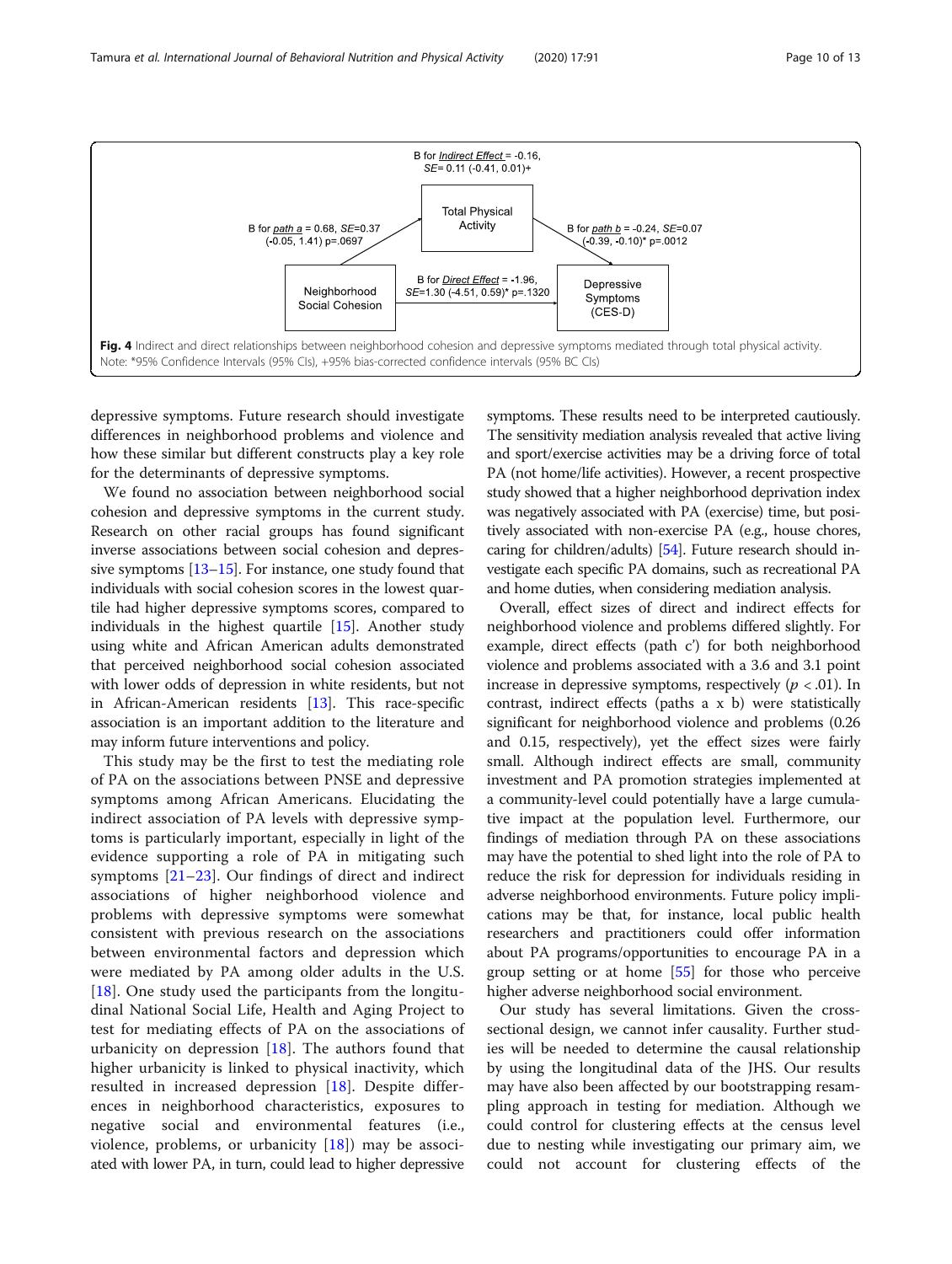B for *Indirect Effect* = -0.16, *SE*= 0.11 (-0.41, 0.01)+

Total Physical Activity

B for *path a* = 0.68, *SE*=0.37 (-0.05, 1.41) p=.0697

B for *path b* = -0.24, *SE*=0.07 (-0.39, -0.10)* p=.0012

Neighborhood Social Cohesion

B for *Direct Effect* = -1.96, *SE*=1.30 (-4.51, 0.59)* p=.1320

Depressive Symptoms (CES-D)

**Fig. 4** Indirect and direct relationships between neighborhood cohesion and depressive symptoms mediated through total physical activity. Note: *95% Confidence Intervals (95% CIs), +95% bias-corrected confidence intervals (95% BC CIs)

depressive symptoms. Future research should investigate differences in neighborhood problems and violence and how these similar but different constructs play a key role for the determinants of depressive symptoms.

We found no association between neighborhood social cohesion and depressive symptoms in the current study. Research on other racial groups has found significant inverse associations between social cohesion and depressive symptoms [13–15]. For instance, one study found that individuals with social cohesion scores in the lowest quartile had higher depressive symptoms scores, compared to individuals in the highest quartile [15]. Another study using white and African American adults demonstrated that perceived neighborhood social cohesion associated with lower odds of depression in white residents, but not in African-American residents [13]. This race-specific association is an important addition to the literature and may inform future interventions and policy.

This study may be the first to test the mediating role of PA on the associations between PNSE and depressive symptoms among African Americans. Elucidating the indirect association of PA levels with depressive symptoms is particularly important, especially in light of the evidence supporting a role of PA in mitigating such symptoms [21–23]. Our findings of direct and indirect associations of higher neighborhood violence and problems with depressive symptoms were somewhat consistent with previous research on the associations between environmental factors and depression which were mediated by PA among older adults in the U.S. [18]. One study used the participants from the longitudinal National Social Life, Health and Aging Project to test for mediating effects of PA on the associations of urbanicity on depression [18]. The authors found that higher urbanicity is linked to physical inactivity, which resulted in increased depression [18]. Despite differences in neighborhood characteristics, exposures to negative social and environmental features (i.e., violence, problems, or urbanicity [18]) may be associated with lower PA, in turn, could lead to higher depressive symptoms. These results need to be interpreted cautiously. The sensitivity mediation analysis revealed that active living and sport/exercise activities may be a driving force of total PA (not home/life activities). However, a recent prospective study showed that a higher neighborhood deprivation index was negatively associated with PA (exercise) time, but positively associated with non-exercise PA (e.g., house chores, caring for children/adults) [54]. Future research should investigate each specific PA domains, such as recreational PA and home duties, when considering mediation analysis.

Overall, effect sizes of direct and indirect effects for neighborhood violence and problems differed slightly. For example, direct effects (path c') for both neighborhood violence and problems associated with a 3.6 and 3.1 point increase in depressive symptoms, respectively ($p < .01$). In contrast, indirect effects (paths a x b) were statistically significant for neighborhood violence and problems (0.26 and 0.15, respectively), yet the effect sizes were fairly small. Although indirect effects are small, community investment and PA promotion strategies implemented at a community-level could potentially have a large cumulative impact at the population level. Furthermore, our findings of mediation through PA on these associations may have the potential to shed light into the role of PA to reduce the risk for depression for individuals residing in adverse neighborhood environments. Future policy implications may be that, for instance, local public health researchers and practitioners could offer information about PA programs/opportunities to encourage PA in a group setting or at home [55] for those who perceive higher adverse neighborhood social environment.

Our study has several limitations. Given the cross-sectional design, we cannot infer causality. Further studies will be needed to determine the causal relationship by using the longitudinal data of the JHS. Our results may have also been affected by our bootstrapping resampling approach in testing for mediation. Although we could control for clustering effects at the census level due to nesting while investigating our primary aim, we could not account for clustering effects of the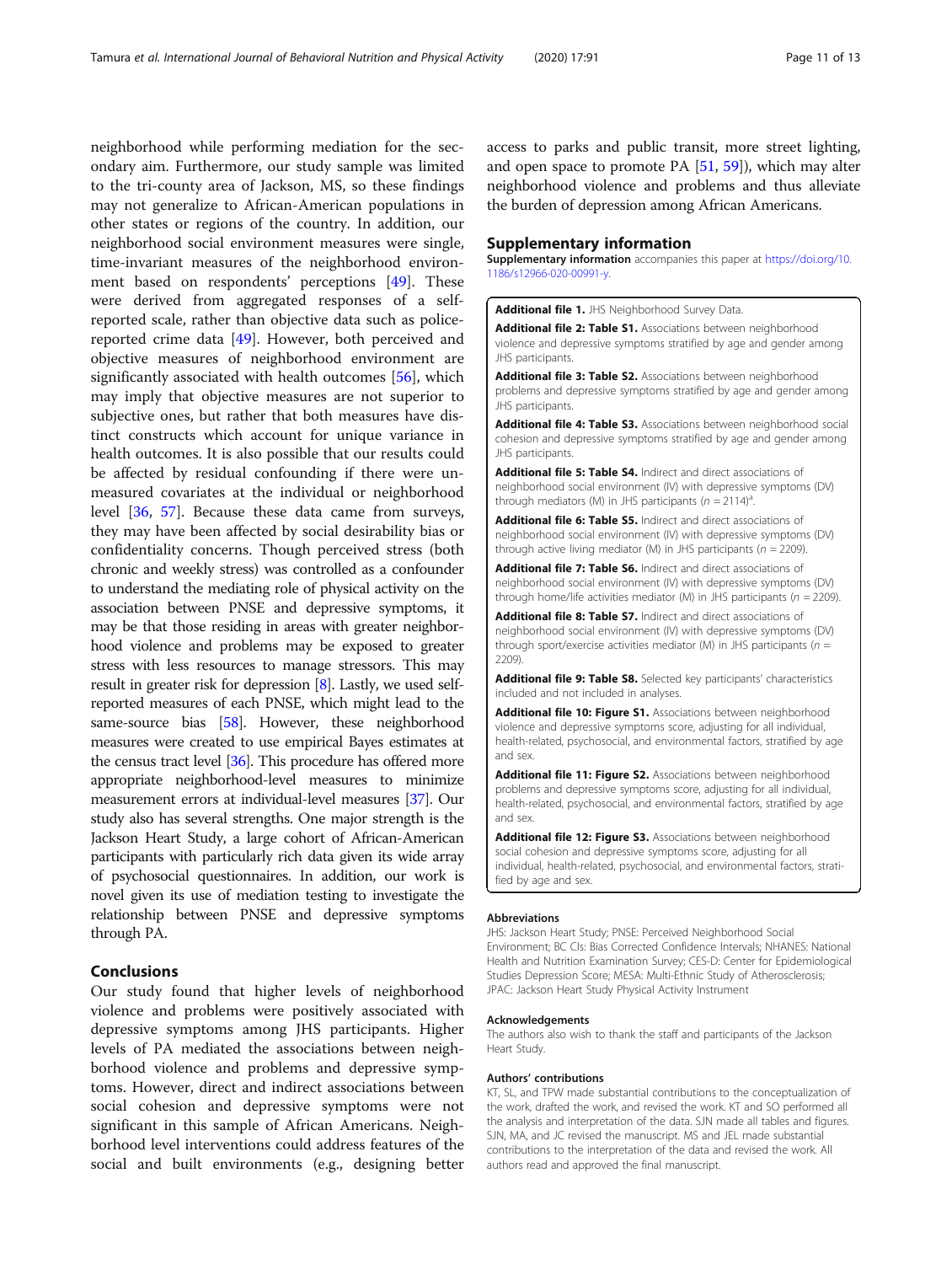neighborhood while performing mediation for the secondary aim. Furthermore, our study sample was limited to the tri-county area of Jackson, MS, so these findings may not generalize to African-American populations in other states or regions of the country. In addition, our neighborhood social environment measures were single, time-invariant measures of the neighborhood environment based on respondents' perceptions [49]. These were derived from aggregated responses of a self-reported scale, rather than objective data such as police-reported crime data [49]. However, both perceived and objective measures of neighborhood environment are significantly associated with health outcomes [56], which may imply that objective measures are not superior to subjective ones, but rather that both measures have distinct constructs which account for unique variance in health outcomes. It is also possible that our results could be affected by residual confounding if there were unmeasured covariates at the individual or neighborhood level [36, 57]. Because these data came from surveys, they may have been affected by social desirability bias or confidentiality concerns. Though perceived stress (both chronic and weekly stress) was controlled as a confounder to understand the mediating role of physical activity on the association between PNSE and depressive symptoms, it may be that those residing in areas with greater neighborhood violence and problems may be exposed to greater stress with less resources to manage stressors. This may result in greater risk for depression [8]. Lastly, we used self-reported measures of each PNSE, which might lead to the same-source bias [58]. However, these neighborhood measures were created to use empirical Bayes estimates at the census tract level [36]. This procedure has offered more appropriate neighborhood-level measures to minimize measurement errors at individual-level measures [37]. Our study also has several strengths. One major strength is the Jackson Heart Study, a large cohort of African-American participants with particularly rich data given its wide array of psychosocial questionnaires. In addition, our work is novel given its use of mediation testing to investigate the relationship between PNSE and depressive symptoms through PA.

## Conclusions

Our study found that higher levels of neighborhood violence and problems were positively associated with depressive symptoms among JHS participants. Higher levels of PA mediated the associations between neighborhood violence and problems and depressive symptoms. However, direct and indirect associations between social cohesion and depressive symptoms were not significant in this sample of African Americans. Neighborhood level interventions could address features of the social and built environments (e.g., designing better access to parks and public transit, more street lighting, and open space to promote PA [51, 59]), which may alter neighborhood violence and problems and thus alleviate the burden of depression among African Americans.

## Supplementary information

**Supplementary information** accompanies this paper at https://doi.org/10.1186/s12966-020-00991-y.

**Additional file 1.** JHS Neighborhood Survey Data.

**Additional file 2: Table S1.** Associations between neighborhood violence and depressive symptoms stratified by age and gender among JHS participants.

**Additional file 3: Table S2.** Associations between neighborhood problems and depressive symptoms stratified by age and gender among JHS participants.

**Additional file 4: Table S3.** Associations between neighborhood social cohesion and depressive symptoms stratified by age and gender among JHS participants.

**Additional file 5: Table S4.** Indirect and direct associations of neighborhood social environment (IV) with depressive symptoms (DV) through mediators (M) in JHS participants ($n$ = 2114)[a].

**Additional file 6: Table S5.** Indirect and direct associations of neighborhood social environment (IV) with depressive symptoms (DV) through active living mediator (M) in JHS participants ($n$ = 2209).

**Additional file 7: Table S6.** Indirect and direct associations of neighborhood social environment (IV) with depressive symptoms (DV) through home/life activities mediator (M) in JHS participants ($n$ = 2209).

**Additional file 8: Table S7.** Indirect and direct associations of neighborhood social environment (IV) with depressive symptoms (DV) through sport/exercise activities mediator (M) in JHS participants ($n$ = 2209).

**Additional file 9: Table S8.** Selected key participants' characteristics included and not included in analyses.

**Additional file 10: Figure S1.** Associations between neighborhood violence and depressive symptoms score, adjusting for all individual, health-related, psychosocial, and environmental factors, stratified by age and sex.

**Additional file 11: Figure S2.** Associations between neighborhood problems and depressive symptoms score, adjusting for all individual, health-related, psychosocial, and environmental factors, stratified by age and sex.

**Additional file 12: Figure S3.** Associations between neighborhood social cohesion and depressive symptoms score, adjusting for all individual, health-related, psychosocial, and environmental factors, stratified by age and sex.

### Abbreviations

JHS: Jackson Heart Study; PNSE: Perceived Neighborhood Social Environment; BC CIs: Bias Corrected Confidence Intervals; NHANES: National Health and Nutrition Examination Survey; CES-D: Center for Epidemiological Studies Depression Score; MESA: Multi-Ethnic Study of Atherosclerosis; JPAC: Jackson Heart Study Physical Activity Instrument

### Acknowledgements

The authors also wish to thank the staff and participants of the Jackson Heart Study.

### Authors' contributions

KT, SL, and TPW made substantial contributions to the conceptualization of the work, drafted the work, and revised the work. KT and SO performed all the analysis and interpretation of the data. SJN made all tables and figures. SJN, MA, and JC revised the manuscript. MS and JEL made substantial contributions to the interpretation of the data and revised the work. All authors read and approved the final manuscript.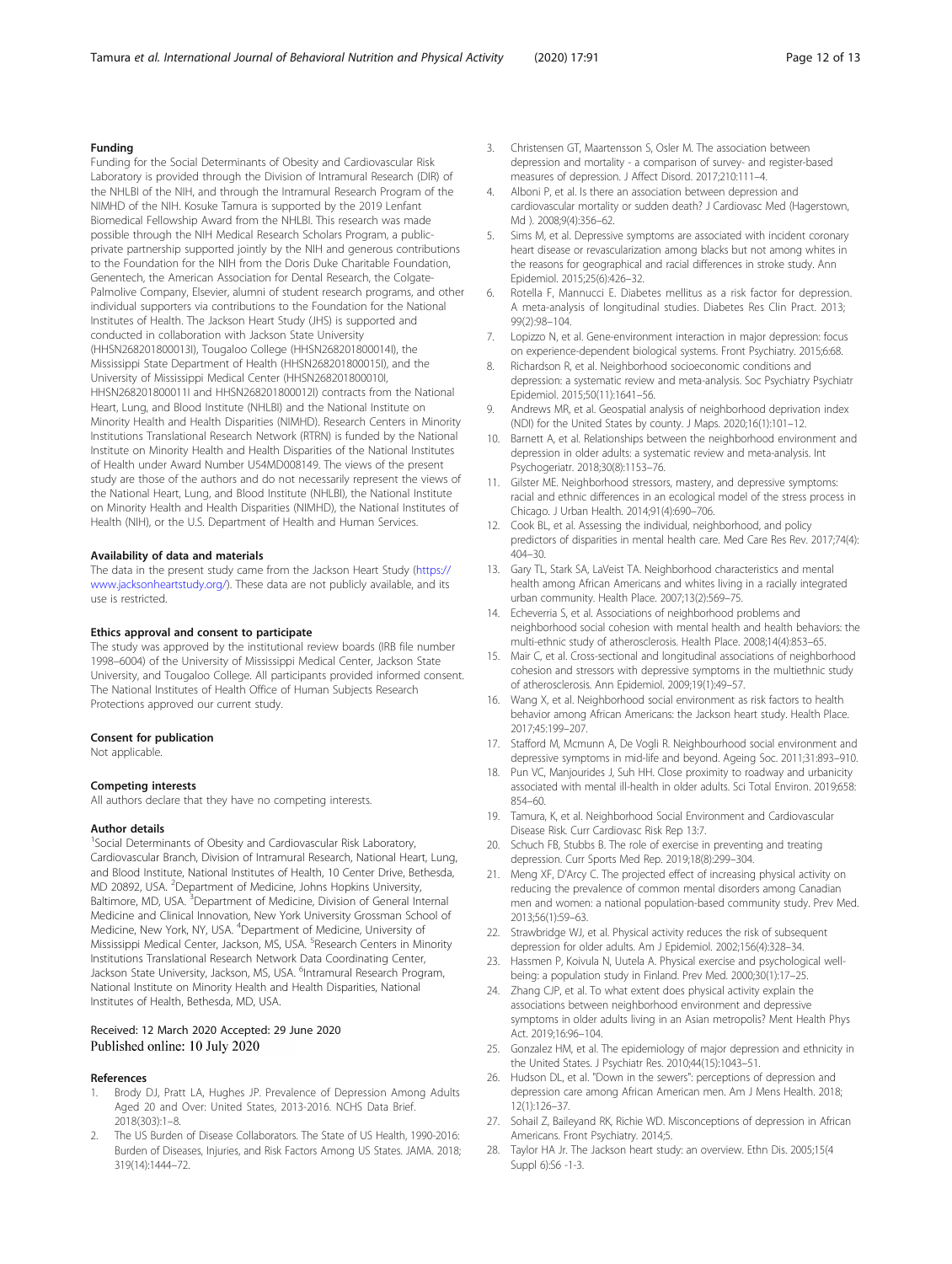#### Funding

Funding for the Social Determinants of Obesity and Cardiovascular Risk Laboratory is provided through the Division of Intramural Research (DIR) of the NHLBI of the NIH, and through the Intramural Research Program of the NIMHD of the NIH. Kosuke Tamura is supported by the 2019 Lenfant Biomedical Fellowship Award from the NHLBI. This research was made possible through the NIH Medical Research Scholars Program, a public-private partnership supported jointly by the NIH and generous contributions to the Foundation for the NIH from the Doris Duke Charitable Foundation, Genentech, the American Association for Dental Research, the Colgate-Palmolive Company, Elsevier, alumni of student research programs, and other individual supporters via contributions to the Foundation for the National Institutes of Health. The Jackson Heart Study (JHS) is supported and conducted in collaboration with Jackson State University (HHSN268201800013I), Tougaloo College (HHSN268201800014I), the Mississippi State Department of Health (HHSN268201800015I), and the University of Mississippi Medical Center (HHSN268201800010I, HHSN268201800011I and HHSN268201800012I) contracts from the National Heart, Lung, and Blood Institute (NHLBI) and the National Institute on Minority Health and Health Disparities (NIMHD). Research Centers in Minority Institutions Translational Research Network (RTRN) is funded by the National Institute on Minority Health and Health Disparities of the National Institutes of Health under Award Number U54MD008149. The views of the present study are those of the authors and do not necessarily represent the views of the National Heart, Lung, and Blood Institute (NHLBI), the National Institute on Minority Health and Health Disparities (NIMHD), the National Institutes of Health (NIH), or the U.S. Department of Health and Human Services.

#### Availability of data and materials

The data in the present study came from the Jackson Heart Study (https://www.jacksonheartstudy.org/). These data are not publicly available, and its use is restricted.

#### Ethics approval and consent to participate

The study was approved by the institutional review boards (IRB file number 1998–6004) of the University of Mississippi Medical Center, Jackson State University, and Tougaloo College. All participants provided informed consent. The National Institutes of Health Office of Human Subjects Research Protections approved our current study.

#### Consent for publication

Not applicable.

#### Competing interests

All authors declare that they have no competing interests.

#### Author details

[1]Social Determinants of Obesity and Cardiovascular Risk Laboratory, Cardiovascular Branch, Division of Intramural Research, National Heart, Lung, and Blood Institute, National Institutes of Health, 10 Center Drive, Bethesda, MD 20892, USA. [2]Department of Medicine, Johns Hopkins University, Baltimore, MD, USA. [3]Department of Medicine, Division of General Internal Medicine and Clinical Innovation, New York University Grossman School of Medicine, New York, NY, USA. [4]Department of Medicine, University of Mississippi Medical Center, Jackson, MS, USA. [5]Research Centers in Minority Institutions Translational Research Network Data Coordinating Center, Jackson State University, Jackson, MS, USA. [6]Intramural Research Program, National Institute on Minority Health and Health Disparities, National Institutes of Health, Bethesda, MD, USA.

Received: 12 March 2020 Accepted: 29 June 2020
Published online: 10 July 2020

#### References

1. Brody DJ, Pratt LA, Hughes JP. Prevalence of Depression Among Adults Aged 20 and Over: United States, 2013-2016. NCHS Data Brief. 2018(303):1–8.
2. The US Burden of Disease Collaborators. The State of US Health, 1990-2016: Burden of Diseases, Injuries, and Risk Factors Among US States. JAMA. 2018;319(14):1444–72.
3. Christensen GT, Maartensson S, Osler M. The association between depression and mortality - a comparison of survey- and register-based measures of depression. J Affect Disord. 2017;210:111–4.
4. Alboni P, et al. Is there an association between depression and cardiovascular mortality or sudden death? J Cardiovasc Med (Hagerstown, Md ). 2008;9(4):356–62.
5. Sims M, et al. Depressive symptoms are associated with incident coronary heart disease or revascularization among blacks but not among whites in the reasons for geographical and racial differences in stroke study. Ann Epidemiol. 2015;25(6):426–32.
6. Rotella F, Mannucci E. Diabetes mellitus as a risk factor for depression. A meta-analysis of longitudinal studies. Diabetes Res Clin Pract. 2013;99(2):98–104.
7. Lopizzo N, et al. Gene-environment interaction in major depression: focus on experience-dependent biological systems. Front Psychiatry. 2015;6:68.
8. Richardson R, et al. Neighborhood socioeconomic conditions and depression: a systematic review and meta-analysis. Soc Psychiatry Psychiatr Epidemiol. 2015;50(11):1641–56.
9. Andrews MR, et al. Geospatial analysis of neighborhood deprivation index (NDI) for the United States by county. J Maps. 2020;16(1):101–12.
10. Barnett A, et al. Relationships between the neighborhood environment and depression in older adults: a systematic review and meta-analysis. Int Psychogeriatr. 2018;30(8):1153–76.
11. Gilster ME. Neighborhood stressors, mastery, and depressive symptoms: racial and ethnic differences in an ecological model of the stress process in Chicago. J Urban Health. 2014;91(4):690–706.
12. Cook BL, et al. Assessing the individual, neighborhood, and policy predictors of disparities in mental health care. Med Care Res Rev. 2017;74(4):404–30.
13. Gary TL, Stark SA, LaVeist TA. Neighborhood characteristics and mental health among African Americans and whites living in a racially integrated urban community. Health Place. 2007;13(2):569–75.
14. Echeverria S, et al. Associations of neighborhood problems and neighborhood social cohesion with mental health and health behaviors: the multi-ethnic study of atherosclerosis. Health Place. 2008;14(4):853–65.
15. Mair C, et al. Cross-sectional and longitudinal associations of neighborhood cohesion and stressors with depressive symptoms in the multiethnic study of atherosclerosis. Ann Epidemiol. 2009;19(1):49–57.
16. Wang X, et al. Neighborhood social environment as risk factors to health behavior among African Americans: the Jackson heart study. Health Place. 2017;45:199–207.
17. Stafford M, Mcmunn A, De Vogli R. Neighbourhood social environment and depressive symptoms in mid-life and beyond. Ageing Soc. 2011;31:893–910.
18. Pun VC, Manjourides J, Suh HH. Close proximity to roadway and urbanicity associated with mental ill-health in older adults. Sci Total Environ. 2019;658:854–60.
19. Tamura, K, et al. Neighborhood Social Environment and Cardiovascular Disease Risk. Curr Cardiovasc Risk Rep 13:7.
20. Schuch FB, Stubbs B. The role of exercise in preventing and treating depression. Curr Sports Med Rep. 2019;18(8):299–304.
21. Meng XF, D'Arcy C. The projected effect of increasing physical activity on reducing the prevalence of common mental disorders among Canadian men and women: a national population-based community study. Prev Med. 2013;56(1):59–63.
22. Strawbridge WJ, et al. Physical activity reduces the risk of subsequent depression for older adults. Am J Epidemiol. 2002;156(4):328–34.
23. Hassmen P, Koivula N, Uutela A. Physical exercise and psychological well-being: a population study in Finland. Prev Med. 2000;30(1):17–25.
24. Zhang CJP, et al. To what extent does physical activity explain the associations between neighborhood environment and depressive symptoms in older adults living in an Asian metropolis? Ment Health Phys Act. 2019;16:96–104.
25. Gonzalez HM, et al. The epidemiology of major depression and ethnicity in the United States. J Psychiatr Res. 2010;44(15):1043–51.
26. Hudson DL, et al. "Down in the sewers": perceptions of depression and depression care among African American men. Am J Mens Health. 2018;12(1):126–37.
27. Sohail Z, Baileyand RK, Richie WD. Misconceptions of depression in African Americans. Front Psychiatry. 2014;5.
28. Taylor HA Jr. The Jackson heart study: an overview. Ethn Dis. 2005;15(4 Suppl 6):S6 -1-3.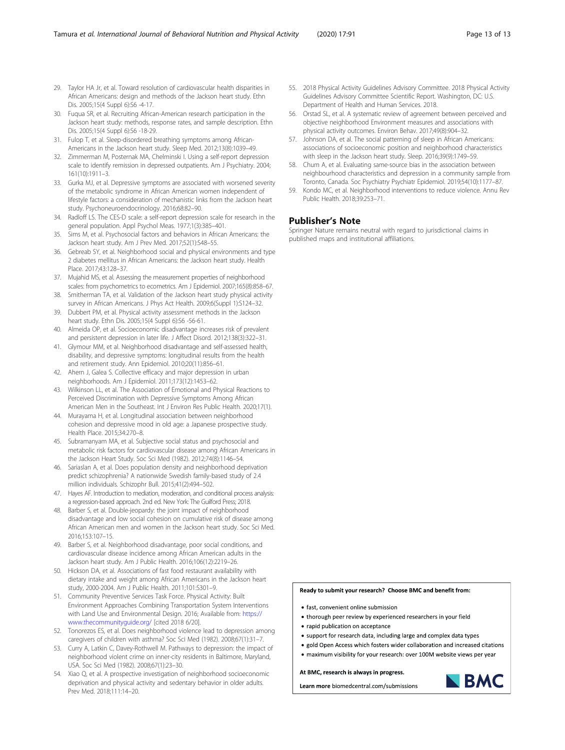29. Taylor HA Jr, et al. Toward resolution of cardiovascular health disparities in African Americans: design and methods of the Jackson heart study. Ethn Dis. 2005;15(4 Suppl 6):S6 -4-17.
30. Fuqua SR, et al. Recruiting African-American research participation in the Jackson heart study: methods, response rates, and sample description. Ethn Dis. 2005;15(4 Suppl 6):S6 -18-29.
31. Fulop T, et al. Sleep-disordered breathing symptoms among African-Americans in the Jackson heart study. Sleep Med. 2012;13(8):1039–49.
32. Zimmerman M, Posternak MA, Chelminski I. Using a self-report depression scale to identify remission in depressed outpatients. Am J Psychiatry. 2004; 161(10):1911–3.
33. Gurka MJ, et al. Depressive symptoms are associated with worsened severity of the metabolic syndrome in African American women independent of lifestyle factors: a consideration of mechanistic links from the Jackson heart study. Psychoneuroendocrinology. 2016;68:82–90.
34. Radloff LS. The CES-D scale: a self-report depression scale for research in the general population. Appl Psychol Meas. 1977;1(3):385–401.
35. Sims M, et al. Psychosocial factors and behaviors in African Americans: the Jackson heart study. Am J Prev Med. 2017;52(1):S48–55.
36. Gebreab SY, et al. Neighborhood social and physical environments and type 2 diabetes mellitus in African Americans: the Jackson heart study. Health Place. 2017;43:128–37.
37. Mujahid MS, et al. Assessing the measurement properties of neighborhood scales: from psychometrics to ecometrics. Am J Epidemiol. 2007;165(8):858–67.
38. Smitherman TA, et al. Validation of the Jackson heart study physical activity survey in African Americans. J Phys Act Health. 2009;6(Suppl 1):S124–32.
39. Dubbert PM, et al. Physical activity assessment methods in the Jackson heart study. Ethn Dis. 2005;15(4 Suppl 6):S6 -56-61.
40. Almeida OP, et al. Socioeconomic disadvantage increases risk of prevalent and persistent depression in later life. J Affect Disord. 2012;138(3):322–31.
41. Glymour MM, et al. Neighborhood disadvantage and self-assessed health, disability, and depressive symptoms: longitudinal results from the health and retirement study. Ann Epidemiol. 2010;20(11):856–61.
42. Ahern J, Galea S. Collective efficacy and major depression in urban neighborhoods. Am J Epidemiol. 2011;173(12):1453–62.
43. Wilkinson LL, et al. The Association of Emotional and Physical Reactions to Perceived Discrimination with Depressive Symptoms Among African American Men in the Southeast. Int J Environ Res Public Health. 2020;17(1).
44. Murayama H, et al. Longitudinal association between neighborhood cohesion and depressive mood in old age: a Japanese prospective study. Health Place. 2015;34:270–8.
45. Subramanyam MA, et al. Subjective social status and psychosocial and metabolic risk factors for cardiovascular disease among African Americans in the Jackson Heart Study. Soc Sci Med (1982). 2012;74(8):1146–54.
46. Sariaslan A, et al. Does population density and neighborhood deprivation predict schizophrenia? A nationwide Swedish family-based study of 2.4 million individuals. Schizophr Bull. 2015;41(2):494–502.
47. Hayes AF. Introduction to mediation, moderation, and conditional process analysis: a regression-based approach. 2nd ed. New York: The Guilford Press; 2018.
48. Barber S, et al. Double-jeopardy: the joint impact of neighborhood disadvantage and low social cohesion on cumulative risk of disease among African American men and women in the Jackson heart study. Soc Sci Med. 2016;153:107–15.
49. Barber S, et al. Neighborhood disadvantage, poor social conditions, and cardiovascular disease incidence among African American adults in the Jackson heart study. Am J Public Health. 2016;106(12):2219–26.
50. Hickson DA, et al. Associations of fast food restaurant availability with dietary intake and weight among African Americans in the Jackson heart study, 2000-2004. Am J Public Health. 2011;101:S301–9.
51. Community Preventive Services Task Force. Physical Activity: Built Environment Approaches Combining Transportation System Interventions with Land Use and Environmental Design. 2016; Available from: https://www.thecommunityguide.org/ [cited 2018 6/20].
52. Tonorezos ES, et al. Does neighborhood violence lead to depression among caregivers of children with asthma? Soc Sci Med (1982). 2008;67(1):31–7.
53. Curry A, Latkin C, Davey-Rothwell M. Pathways to depression: the impact of neighborhood violent crime on inner-city residents in Baltimore, Maryland, USA. Soc Sci Med (1982). 2008;67(1):23–30.
54. Xiao Q, et al. A prospective investigation of neighborhood socioeconomic deprivation and physical activity and sedentary behavior in older adults. Prev Med. 2018;111:14–20.
55. 2018 Physical Activity Guidelines Advisory Committee. 2018 Physical Activity Guidelines Advisory Committee Scientific Report. Washington, DC: U.S. Department of Health and Human Services. 2018.
56. Orstad SL, et al. A systematic review of agreement between perceived and objective neighborhood Environment measures and associations with physical activity outcomes. Environ Behav. 2017;49(8):904–32.
57. Johnson DA, et al. The social patterning of sleep in African Americans: associations of socioeconomic position and neighborhood characteristics with sleep in the Jackson heart study. Sleep. 2016;39(9):1749–59.
58. Chum A, et al. Evaluating same-source bias in the association between neighbourhood characteristics and depression in a community sample from Toronto, Canada. Soc Psychiatry Psychiatr Epidemiol. 2019;54(10):1177–87.
59. Kondo MC, et al. Neighborhood interventions to reduce violence. Annu Rev Public Health. 2018;39:253–71.

## Publisher's Note

Springer Nature remains neutral with regard to jurisdictional claims in published maps and institutional affiliations.

**Ready to submit your research? Choose BMC and benefit from:**

- fast, convenient online submission
- thorough peer review by experienced researchers in your field
- rapid publication on acceptance
- support for research data, including large and complex data types
- gold Open Access which fosters wider collaboration and increased citations
- maximum visibility for your research: over 100M website views per year

**At BMC, research is always in progress.**

**Learn more** biomedcentral.com/submissions